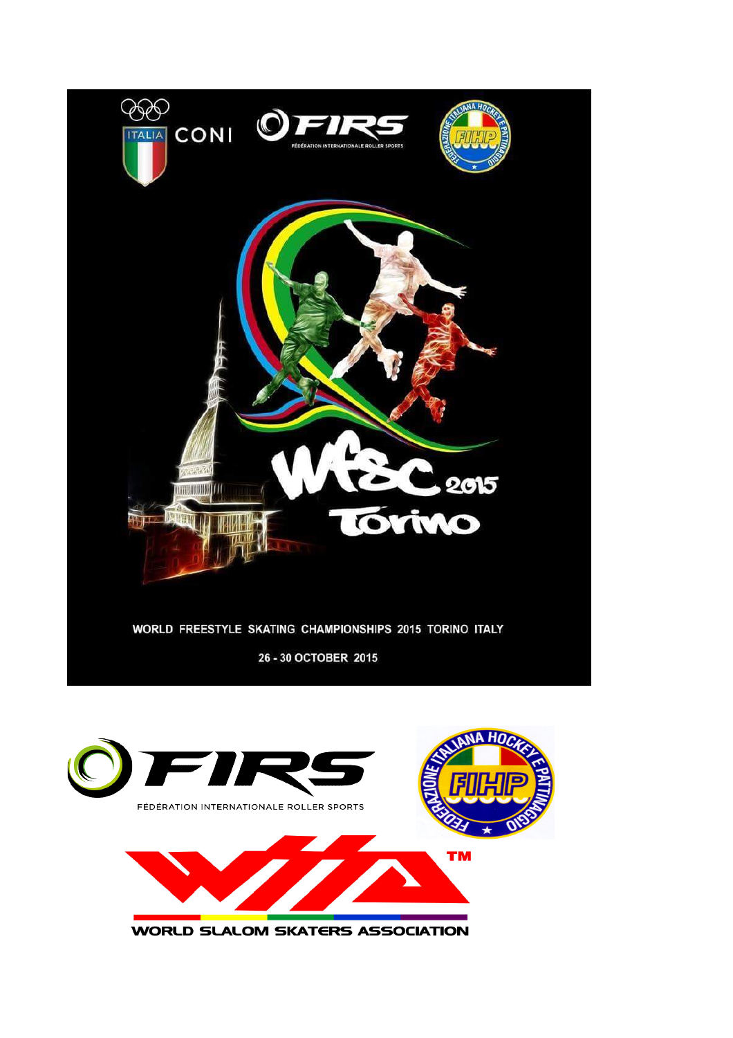ITALIA CONI

FIRS
FÉDÉRATION INTERNATIONALE ROLLER SPORTS

FEDERAZIONE ITALIANA HOCKEY E PATTINAGGIO
FIHP

WFSC 2015
Torino

WORLD FREESTYLE SKATING CHAMPIONSHIPS 2015 TORINO ITALY

26 - 30 OCTOBER 2015

FIRS
FÉDÉRATION INTERNATIONALE ROLLER SPORTS

FEDERAZIONE ITALIANA HOCKEY E PATTINAGGIO
FIHP

WSSA™
WORLD SLALOM SKATERS ASSOCIATION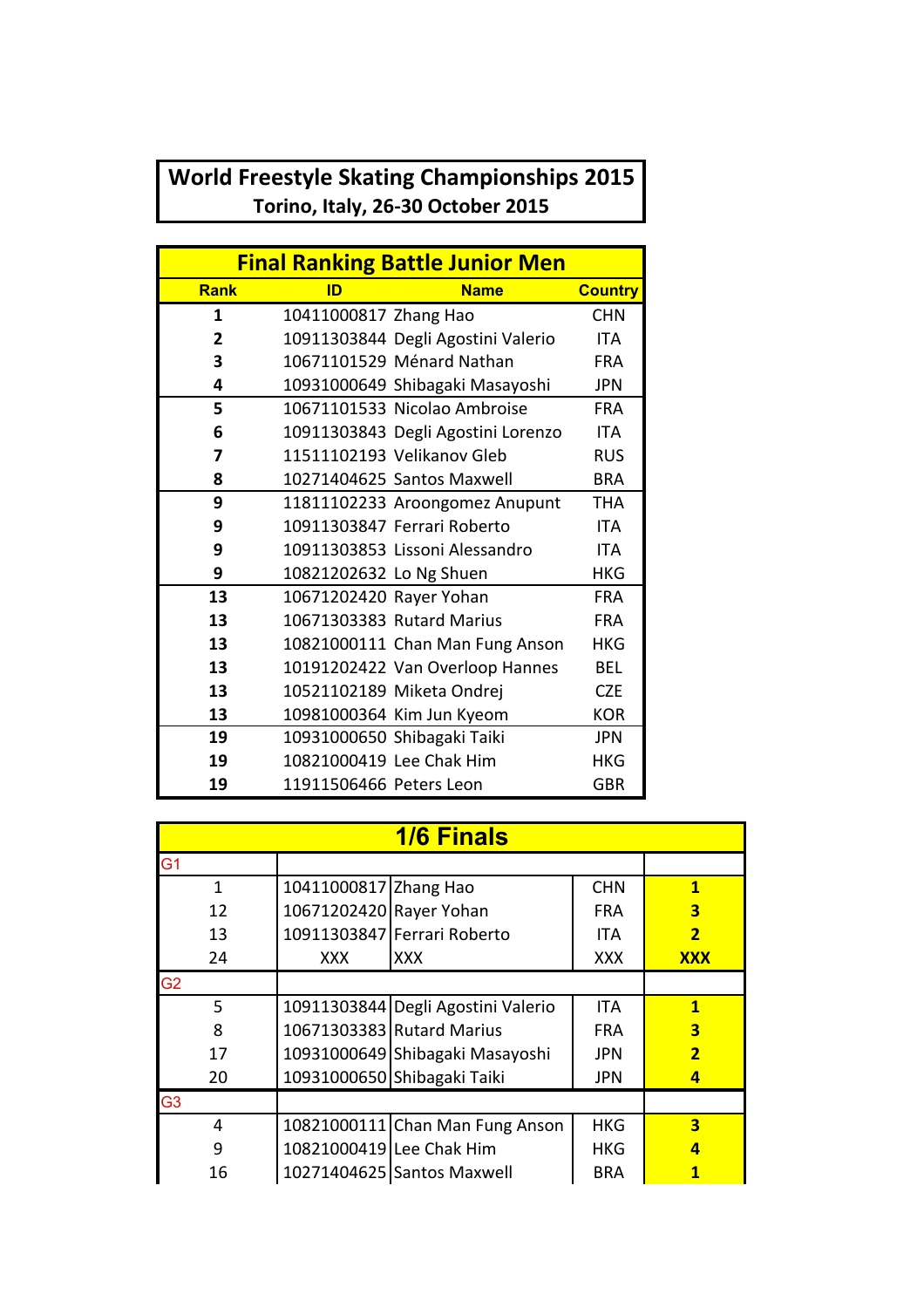# World Freestyle Skating Championships 2015

**Torino, Italy, 26-30 October 2015**

## Final Ranking Battle Junior Men

| Rank | ID | Name | Country |
|---|---|---|---|
| 1 | 10411000817 | Zhang Hao | CHN |
| 2 | 10911303844 | Degli Agostini Valerio | ITA |
| 3 | 10671101529 | Ménard Nathan | FRA |
| 4 | 10931000649 | Shibagaki Masayoshi | JPN |
| 5 | 10671101533 | Nicolao Ambroise | FRA |
| 6 | 10911303843 | Degli Agostini Lorenzo | ITA |
| 7 | 11511102193 | Velikanov Gleb | RUS |
| 8 | 10271404625 | Santos Maxwell | BRA |
| 9 | 11811102233 | Aroongomez Anupunt | THA |
| 9 | 10911303847 | Ferrari Roberto | ITA |
| 9 | 10911303853 | Lissoni Alessandro | ITA |
| 9 | 10821202632 | Lo Ng Shuen | HKG |
| 13 | 10671202420 | Rayer Yohan | FRA |
| 13 | 10671303383 | Rutard Marius | FRA |
| 13 | 10821000111 | Chan Man Fung Anson | HKG |
| 13 | 10191202422 | Van Overloop Hannes | BEL |
| 13 | 10521102189 | Miketa Ondrej | CZE |
| 13 | 10981000364 | Kim Jun Kyeom | KOR |
| 19 | 10931000650 | Shibagaki Taiki | JPN |
| 19 | 10821000419 | Lee Chak Him | HKG |
| 19 | 11911506466 | Peters Leon | GBR |

## 1/6 Finals

| | | | | |
|---|---|---|---|---|
| G1 | | | | |
| 1 | 10411000817 | Zhang Hao | CHN | **1** |
| 12 | 10671202420 | Rayer Yohan | FRA | **3** |
| 13 | 10911303847 | Ferrari Roberto | ITA | **2** |
| 24 | XXX | XXX | XXX | **XXX** |
| G2 | | | | |
| 5 | 10911303844 | Degli Agostini Valerio | ITA | **1** |
| 8 | 10671303383 | Rutard Marius | FRA | **3** |
| 17 | 10931000649 | Shibagaki Masayoshi | JPN | **2** |
| 20 | 10931000650 | Shibagaki Taiki | JPN | **4** |
| G3 | | | | |
| 4 | 10821000111 | Chan Man Fung Anson | HKG | **3** |
| 9 | 10821000419 | Lee Chak Him | HKG | **4** |
| 16 | 10271404625 | Santos Maxwell | BRA | **1** |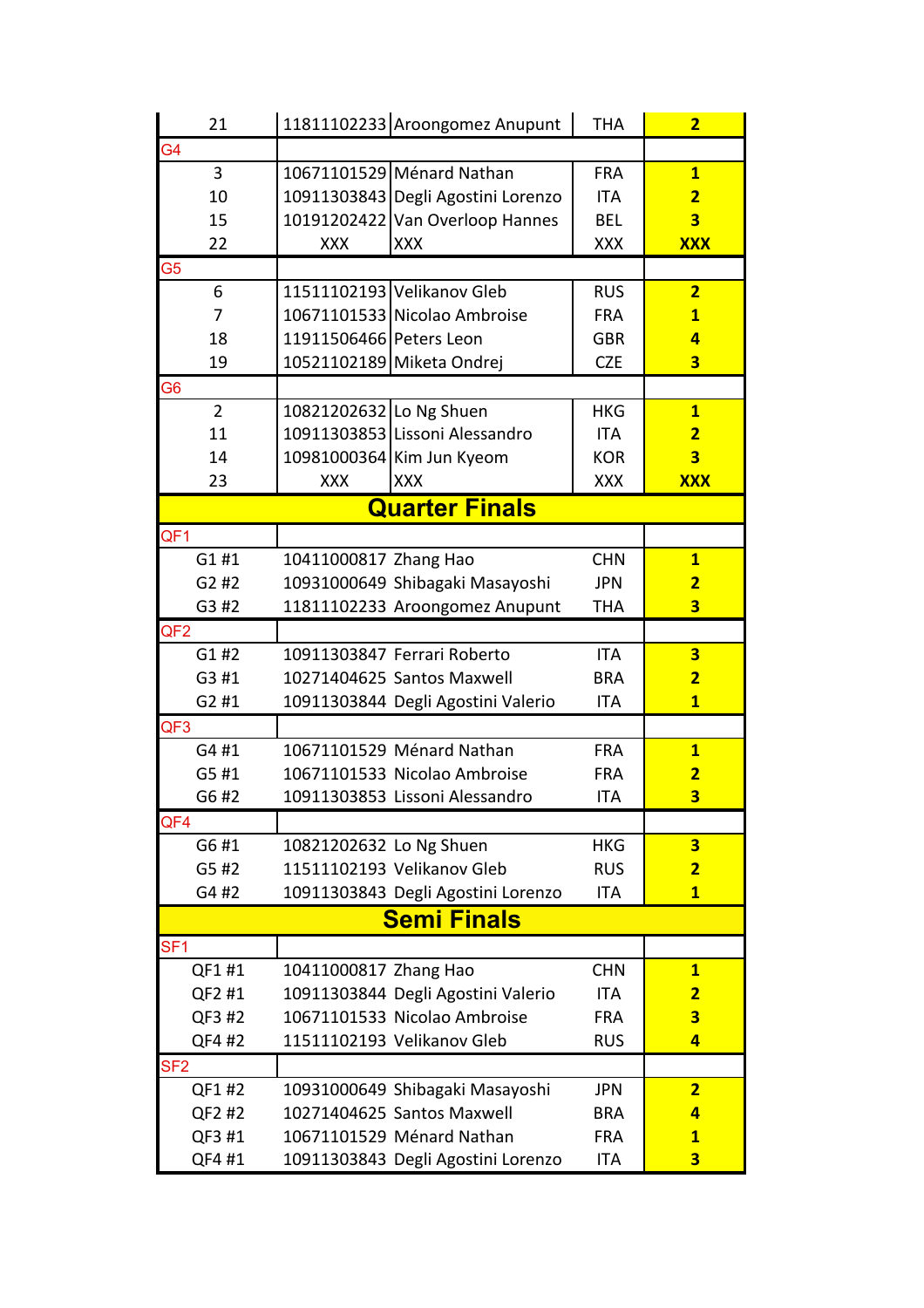| | | | | |
|---|---|---|---|---|
| 21 | 11811102233 | Aroongomez Anupunt | THA | **2** |
| G4 | | | | |
| 3 | 10671101529 | Ménard Nathan | FRA | **1** |
| 10 | 10911303843 | Degli Agostini Lorenzo | ITA | **2** |
| 15 | 10191202422 | Van Overloop Hannes | BEL | **3** |
| 22 | XXX | XXX | XXX | **XXX** |
| G5 | | | | |
| 6 | 11511102193 | Velikanov Gleb | RUS | **2** |
| 7 | 10671101533 | Nicolao Ambroise | FRA | **1** |
| 18 | 11911506466 | Peters Leon | GBR | **4** |
| 19 | 10521102189 | Miketa Ondrej | CZE | **3** |
| G6 | | | | |
| 2 | 10821202632 | Lo Ng Shuen | HKG | **1** |
| 11 | 10911303853 | Lissoni Alessandro | ITA | **2** |
| 14 | 10981000364 | Kim Jun Kyeom | KOR | **3** |
| 23 | XXX | XXX | XXX | **XXX** |
| **Quarter Finals** | | | | |
| QF1 | | | | |
| G1 #1 | 10411000817 | Zhang Hao | CHN | **1** |
| G2 #2 | 10931000649 | Shibagaki Masayoshi | JPN | **2** |
| G3 #2 | 11811102233 | Aroongomez Anupunt | THA | **3** |
| QF2 | | | | |
| G1 #2 | 10911303847 | Ferrari Roberto | ITA | **3** |
| G3 #1 | 10271404625 | Santos Maxwell | BRA | **2** |
| G2 #1 | 10911303844 | Degli Agostini Valerio | ITA | **1** |
| QF3 | | | | |
| G4 #1 | 10671101529 | Ménard Nathan | FRA | **1** |
| G5 #1 | 10671101533 | Nicolao Ambroise | FRA | **2** |
| G6 #2 | 10911303853 | Lissoni Alessandro | ITA | **3** |
| QF4 | | | | |
| G6 #1 | 10821202632 | Lo Ng Shuen | HKG | **3** |
| G5 #2 | 11511102193 | Velikanov Gleb | RUS | **2** |
| G4 #2 | 10911303843 | Degli Agostini Lorenzo | ITA | **1** |
| **Semi Finals** | | | | |
| SF1 | | | | |
| QF1 #1 | 10411000817 | Zhang Hao | CHN | **1** |
| QF2 #1 | 10911303844 | Degli Agostini Valerio | ITA | **2** |
| QF3 #2 | 10671101533 | Nicolao Ambroise | FRA | **3** |
| QF4 #2 | 11511102193 | Velikanov Gleb | RUS | **4** |
| SF2 | | | | |
| QF1 #2 | 10931000649 | Shibagaki Masayoshi | JPN | **2** |
| QF2 #2 | 10271404625 | Santos Maxwell | BRA | **4** |
| QF3 #1 | 10671101529 | Ménard Nathan | FRA | **1** |
| QF4 #1 | 10911303843 | Degli Agostini Lorenzo | ITA | **3** |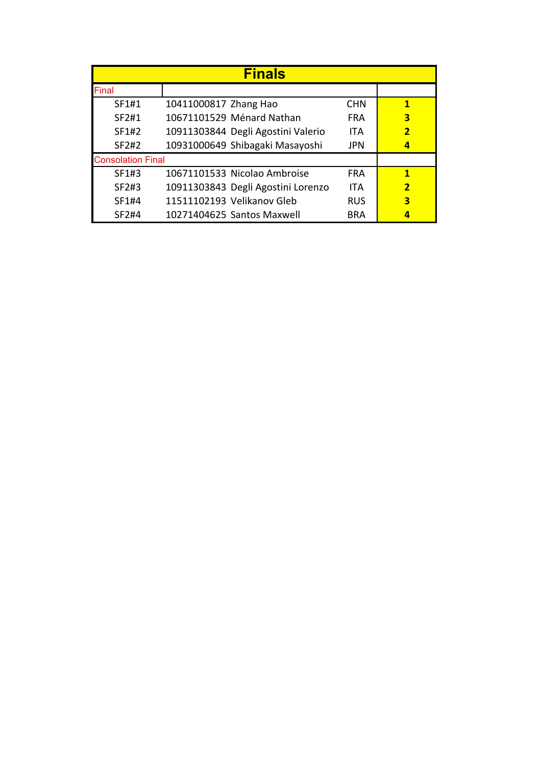# Finals

| | | | | |
|---|---|---|---|---|
| Final | | | | |
| SF1#1 | 10411000817 | Zhang Hao | CHN | **1** |
| SF2#1 | 10671101529 | Ménard Nathan | FRA | **3** |
| SF1#2 | 10911303844 | Degli Agostini Valerio | ITA | **2** |
| SF2#2 | 10931000649 | Shibagaki Masayoshi | JPN | **4** |
| Consolation Final | | | | |
| SF1#3 | 10671101533 | Nicolao Ambroise | FRA | **1** |
| SF2#3 | 10911303843 | Degli Agostini Lorenzo | ITA | **2** |
| SF1#4 | 11511102193 | Velikanov Gleb | RUS | **3** |
| SF2#4 | 10271404625 | Santos Maxwell | BRA | **4** |